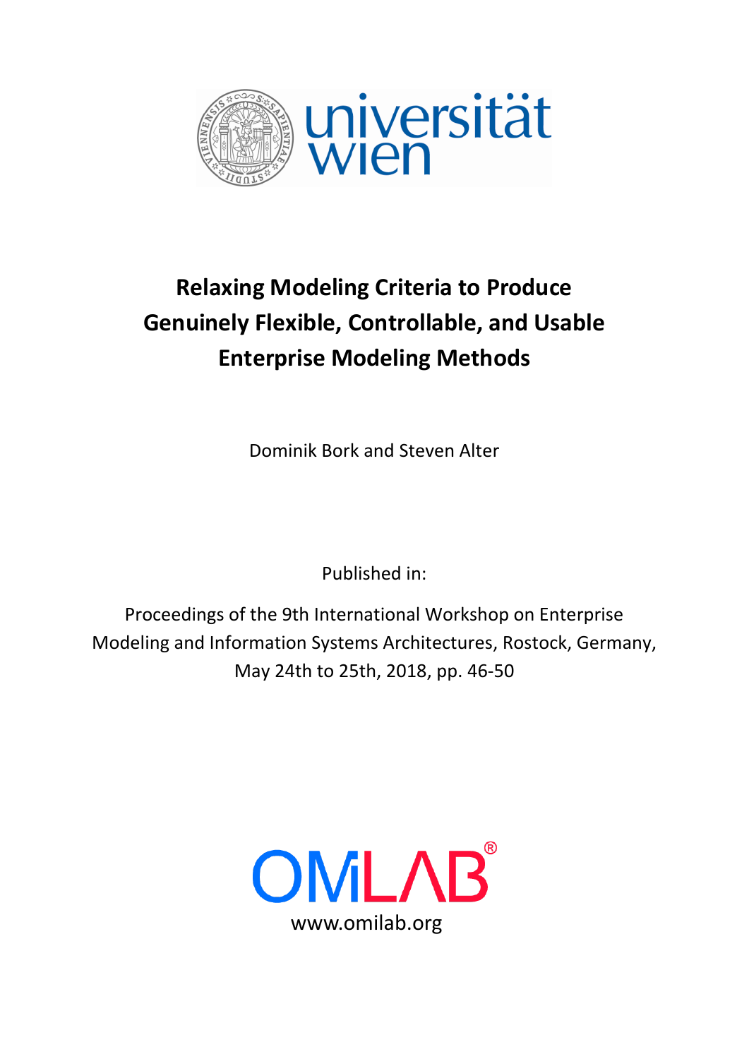# Relaxing Modeling Criteria to Produce Genuinely Flexible, Controllable, and Usable Enterprise Modeling Methods

Dominik Bork and Steven Alter

Published in:

Proceedings of the 9th International Workshop on Enterprise Modeling and Information Systems Architectures, Rostock, Germany, May 24th to 25th, 2018, pp. 46-50

www.omilab.org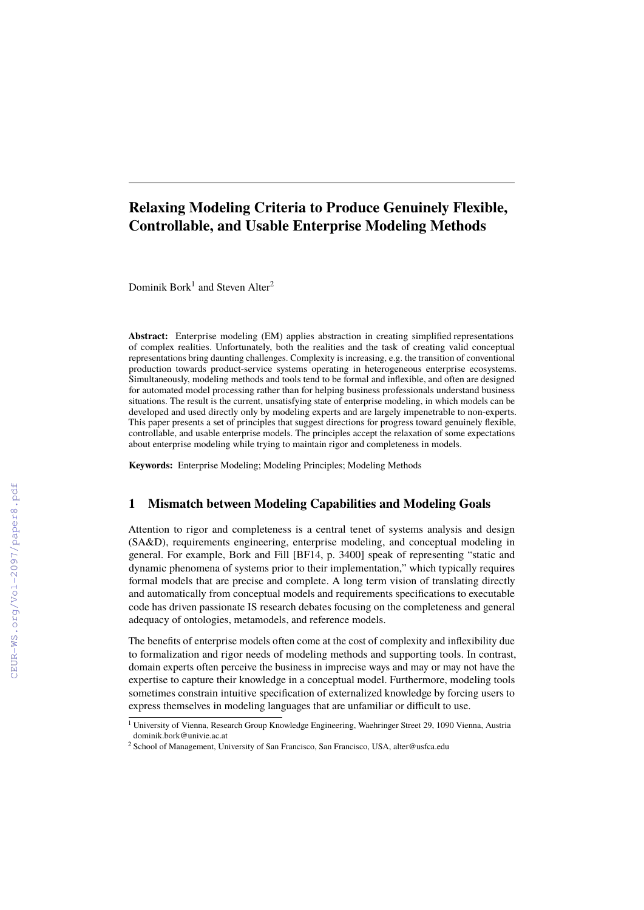# Relaxing Modeling Criteria to Produce Genuinely Flexible, Controllable, and Usable Enterprise Modeling Methods

Dominik Bork[1] and Steven Alter[2]

**Abstract:** Enterprise modeling (EM) applies abstraction in creating simplified representations of complex realities. Unfortunately, both the realities and the task of creating valid conceptual representations bring daunting challenges. Complexity is increasing, e.g. the transition of conventional production towards product-service systems operating in heterogeneous enterprise ecosystems. Simultaneously, modeling methods and tools tend to be formal and inflexible, and often are designed for automated model processing rather than for helping business professionals understand business situations. The result is the current, unsatisfying state of enterprise modeling, in which models can be developed and used directly only by modeling experts and are largely impenetrable to non-experts. This paper presents a set of principles that suggest directions for progress toward genuinely flexible, controllable, and usable enterprise models. The principles accept the relaxation of some expectations about enterprise modeling while trying to maintain rigor and completeness in models.

**Keywords:** Enterprise Modeling; Modeling Principles; Modeling Methods

## 1 Mismatch between Modeling Capabilities and Modeling Goals

Attention to rigor and completeness is a central tenet of systems analysis and design (SA&D), requirements engineering, enterprise modeling, and conceptual modeling in general. For example, Bork and Fill [BF14, p. 3400] speak of representing "static and dynamic phenomena of systems prior to their implementation," which typically requires formal models that are precise and complete. A long term vision of translating directly and automatically from conceptual models and requirements specifications to executable code has driven passionate IS research debates focusing on the completeness and general adequacy of ontologies, metamodels, and reference models.

The benefits of enterprise models often come at the cost of complexity and inflexibility due to formalization and rigor needs of modeling methods and supporting tools. In contrast, domain experts often perceive the business in imprecise ways and may or may not have the expertise to capture their knowledge in a conceptual model. Furthermore, modeling tools sometimes constrain intuitive specification of externalized knowledge by forcing users to express themselves in modeling languages that are unfamiliar or difficult to use.

[1] University of Vienna, Research Group Knowledge Engineering, Waehringer Street 29, 1090 Vienna, Austria dominik.bork@univie.ac.at

[2] School of Management, University of San Francisco, San Francisco, USA, alter@usfca.edu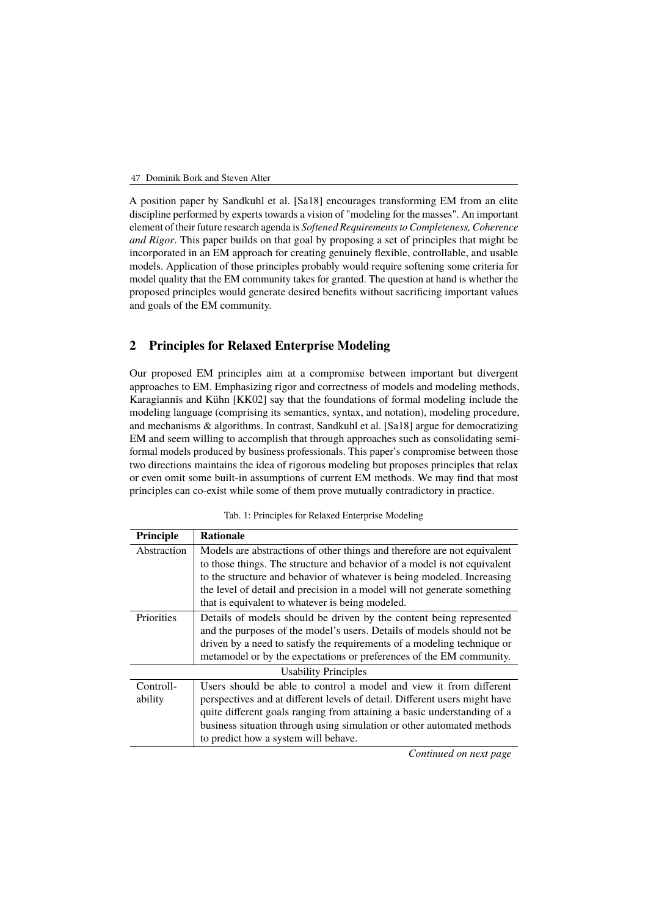A position paper by Sandkuhl et al. [Sa18] encourages transforming EM from an elite discipline performed by experts towards a vision of "modeling for the masses". An important element of their future research agenda is *Softened Requirements to Completeness, Coherence and Rigor*. This paper builds on that goal by proposing a set of principles that might be incorporated in an EM approach for creating genuinely flexible, controllable, and usable models. Application of those principles probably would require softening some criteria for model quality that the EM community takes for granted. The question at hand is whether the proposed principles would generate desired benefits without sacrificing important values and goals of the EM community.

## 2 Principles for Relaxed Enterprise Modeling

Our proposed EM principles aim at a compromise between important but divergent approaches to EM. Emphasizing rigor and correctness of models and modeling methods, Karagiannis and Kühn [KK02] say that the foundations of formal modeling include the modeling language (comprising its semantics, syntax, and notation), modeling procedure, and mechanisms & algorithms. In contrast, Sandkuhl et al. [Sa18] argue for democratizing EM and seem willing to accomplish that through approaches such as consolidating semi-formal models produced by business professionals. This paper's compromise between those two directions maintains the idea of rigorous modeling but proposes principles that relax or even omit some built-in assumptions of current EM methods. We may find that most principles can co-exist while some of them prove mutually contradictory in practice.

Tab. 1: Principles for Relaxed Enterprise Modeling

| **Principle** | **Rationale** |
|---|---|
| Abstraction | Models are abstractions of other things and therefore are not equivalent to those things. The structure and behavior of a model is not equivalent to the structure and behavior of whatever is being modeled. Increasing the level of detail and precision in a model will not generate something that is equivalent to whatever is being modeled. |
| Priorities | Details of models should be driven by the content being represented and the purposes of the model's users. Details of models should not be driven by a need to satisfy the requirements of a modeling technique or metamodel or by the expectations or preferences of the EM community. |
| Usability Principles | |
| Controll-ability | Users should be able to control a model and view it from different perspectives and at different levels of detail. Different users might have quite different goals ranging from attaining a basic understanding of a business situation through using simulation or other automated methods to predict how a system will behave. |

*Continued on next page*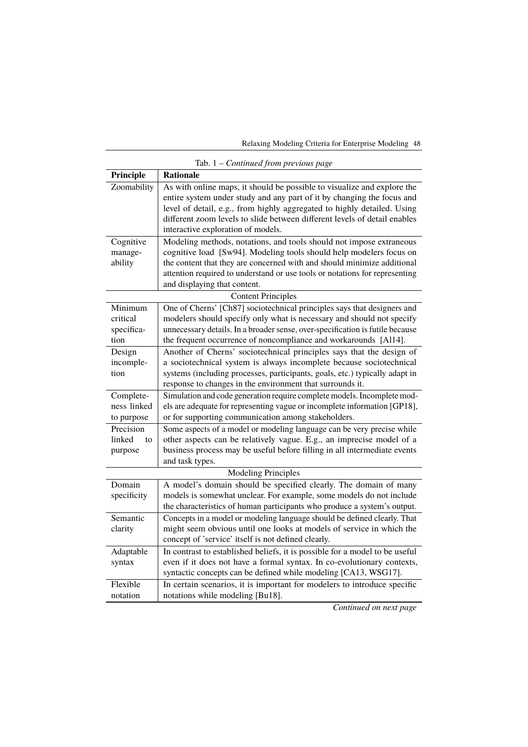Tab. 1 – *Continued from previous page*

| **Principle** | **Rationale** |
|---|---|
| Zoomability | As with online maps, it should be possible to visualize and explore the entire system under study and any part of it by changing the focus and level of detail, e.g., from highly aggregated to highly detailed. Using different zoom levels to slide between different levels of detail enables interactive exploration of models. |
| Cognitive manageability | Modeling methods, notations, and tools should not impose extraneous cognitive load [Sw94]. Modeling tools should help modelers focus on the content that they are concerned with and should minimize additional attention required to understand or use tools or notations for representing and displaying that content. |
| Content Principles | |
| Minimum critical specification | One of Cherns' [Ch87] sociotechnical principles says that designers and modelers should specify only what is necessary and should not specify unnecessary details. In a broader sense, over-specification is futile because the frequent occurrence of noncompliance and workarounds [Al14]. |
| Design incompletion | Another of Cherns' sociotechnical principles says that the design of a sociotechnical system is always incomplete because sociotechnical systems (including processes, participants, goals, etc.) typically adapt in response to changes in the environment that surrounds it. |
| Completeness linked to purpose | Simulation and code generation require complete models. Incomplete models are adequate for representing vague or incomplete information [GP18], or for supporting communication among stakeholders. |
| Precision linked to purpose | Some aspects of a model or modeling language can be very precise while other aspects can be relatively vague. E.g., an imprecise model of a business process may be useful before filling in all intermediate events and task types. |
| Modeling Principles | |
| Domain specificity | A model's domain should be specified clearly. The domain of many models is somewhat unclear. For example, some models do not include the characteristics of human participants who produce a system's output. |
| Semantic clarity | Concepts in a model or modeling language should be defined clearly. That might seem obvious until one looks at models of service in which the concept of 'service' itself is not defined clearly. |
| Adaptable syntax | In contrast to established beliefs, it is possible for a model to be useful even if it does not have a formal syntax. In co-evolutionary contexts, syntactic concepts can be defined while modeling [CA13, WSG17]. |
| Flexible notation | In certain scenarios, it is important for modelers to introduce specific notations while modeling [Bu18]. |

*Continued on next page*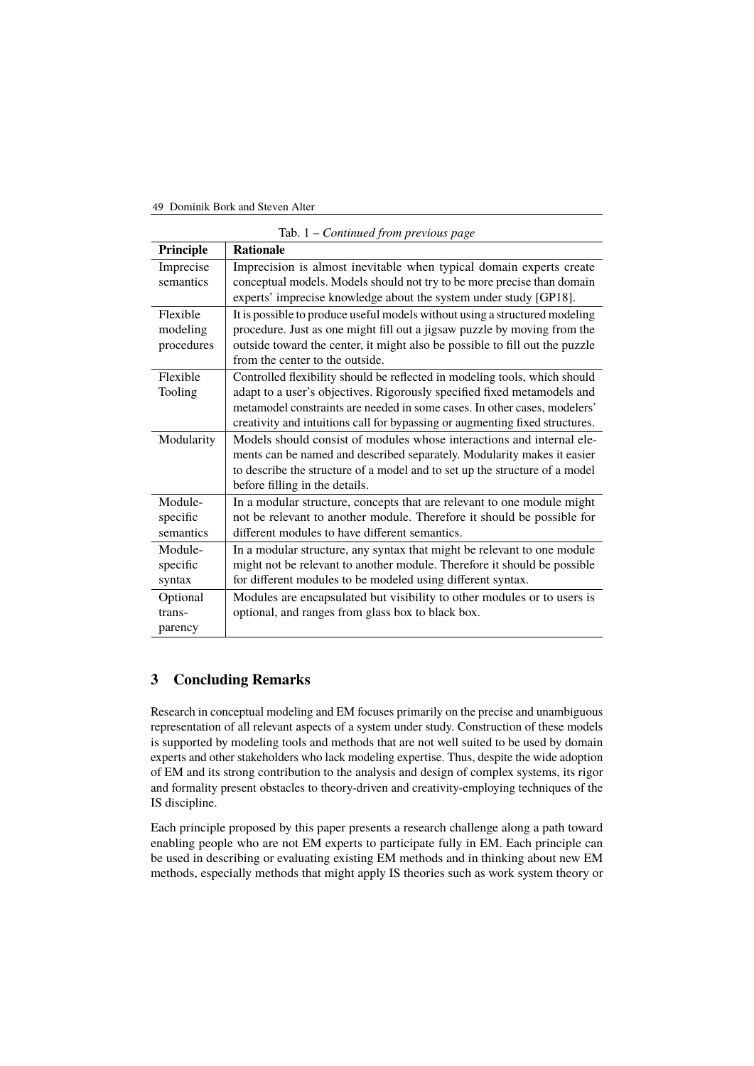Tab. 1 – *Continued from previous page*

| Principle | Rationale |
|---|---|
| Imprecise semantics | Imprecision is almost inevitable when typical domain experts create conceptual models. Models should not try to be more precise than domain experts' imprecise knowledge about the system under study [GP18]. |
| Flexible modeling procedures | It is possible to produce useful models without using a structured modeling procedure. Just as one might fill out a jigsaw puzzle by moving from the outside toward the center, it might also be possible to fill out the puzzle from the center to the outside. |
| Flexible Tooling | Controlled flexibility should be reflected in modeling tools, which should adapt to a user's objectives. Rigorously specified fixed metamodels and metamodel constraints are needed in some cases. In other cases, modelers' creativity and intuitions call for bypassing or augmenting fixed structures. |
| Modularity | Models should consist of modules whose interactions and internal elements can be named and described separately. Modularity makes it easier to describe the structure of a model and to set up the structure of a model before filling in the details. |
| Module-specific semantics | In a modular structure, concepts that are relevant to one module might not be relevant to another module. Therefore it should be possible for different modules to have different semantics. |
| Module-specific syntax | In a modular structure, any syntax that might be relevant to one module might not be relevant to another module. Therefore it should be possible for different modules to be modeled using different syntax. |
| Optional transparency | Modules are encapsulated but visibility to other modules or to users is optional, and ranges from glass box to black box. |

## 3 Concluding Remarks

Research in conceptual modeling and EM focuses primarily on the precise and unambiguous representation of all relevant aspects of a system under study. Construction of these models is supported by modeling tools and methods that are not well suited to be used by domain experts and other stakeholders who lack modeling expertise. Thus, despite the wide adoption of EM and its strong contribution to the analysis and design of complex systems, its rigor and formality present obstacles to theory-driven and creativity-employing techniques of the IS discipline.

Each principle proposed by this paper presents a research challenge along a path toward enabling people who are not EM experts to participate fully in EM. Each principle can be used in describing or evaluating existing EM methods and in thinking about new EM methods, especially methods that might apply IS theories such as work system theory or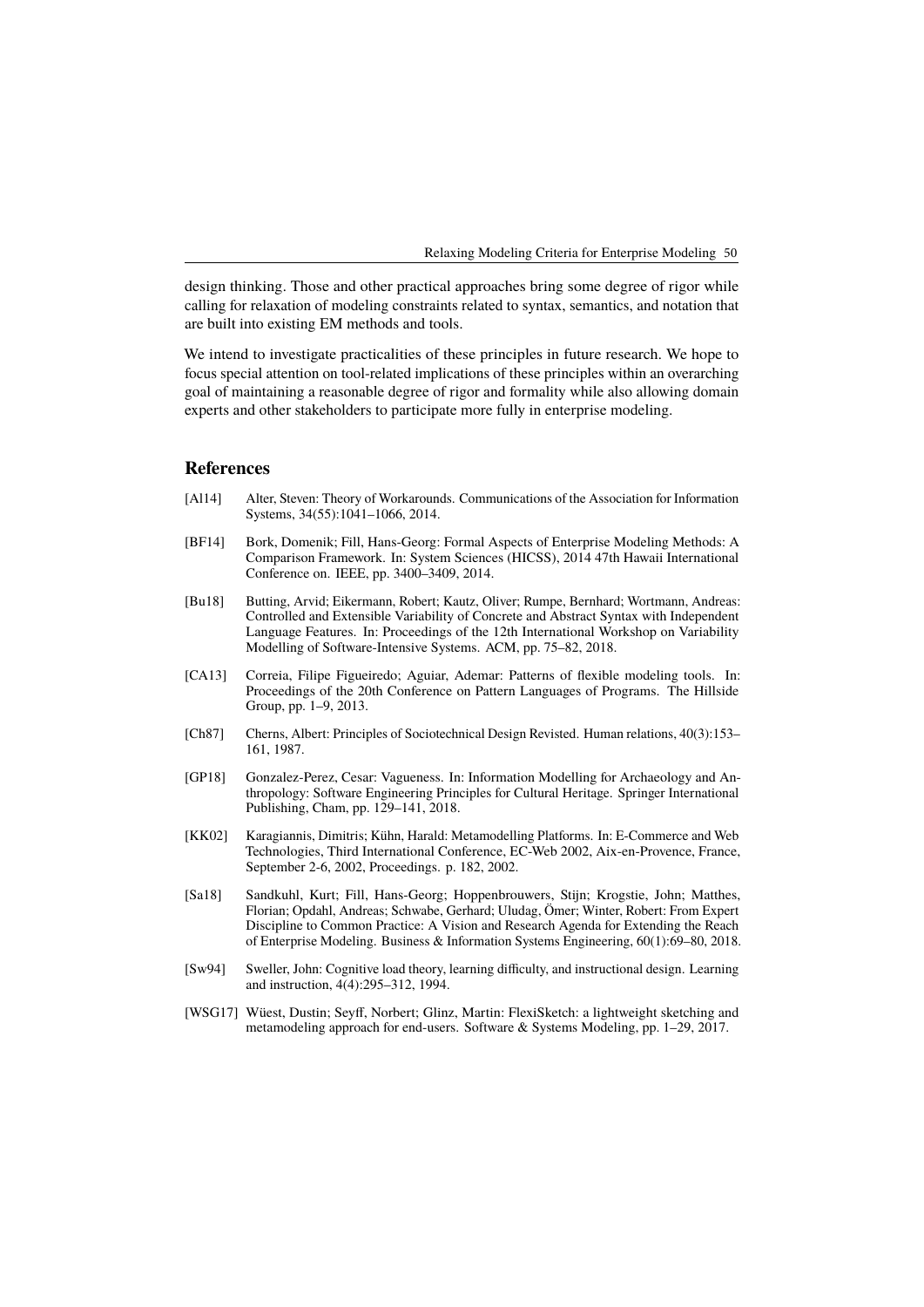design thinking. Those and other practical approaches bring some degree of rigor while calling for relaxation of modeling constraints related to syntax, semantics, and notation that are built into existing EM methods and tools.

We intend to investigate practicalities of these principles in future research. We hope to focus special attention on tool-related implications of these principles within an overarching goal of maintaining a reasonable degree of rigor and formality while also allowing domain experts and other stakeholders to participate more fully in enterprise modeling.

## References

[Al14] Alter, Steven: Theory of Workarounds. Communications of the Association for Information Systems, 34(55):1041–1066, 2014.

[BF14] Bork, Domenik; Fill, Hans-Georg: Formal Aspects of Enterprise Modeling Methods: A Comparison Framework. In: System Sciences (HICSS), 2014 47th Hawaii International Conference on. IEEE, pp. 3400–3409, 2014.

[Bu18] Butting, Arvid; Eikermann, Robert; Kautz, Oliver; Rumpe, Bernhard; Wortmann, Andreas: Controlled and Extensible Variability of Concrete and Abstract Syntax with Independent Language Features. In: Proceedings of the 12th International Workshop on Variability Modelling of Software-Intensive Systems. ACM, pp. 75–82, 2018.

[CA13] Correia, Filipe Figueiredo; Aguiar, Ademar: Patterns of flexible modeling tools. In: Proceedings of the 20th Conference on Pattern Languages of Programs. The Hillside Group, pp. 1–9, 2013.

[Ch87] Cherns, Albert: Principles of Sociotechnical Design Revisted. Human relations, 40(3):153–161, 1987.

[GP18] Gonzalez-Perez, Cesar: Vagueness. In: Information Modelling for Archaeology and Anthropology: Software Engineering Principles for Cultural Heritage. Springer International Publishing, Cham, pp. 129–141, 2018.

[KK02] Karagiannis, Dimitris; Kühn, Harald: Metamodelling Platforms. In: E-Commerce and Web Technologies, Third International Conference, EC-Web 2002, Aix-en-Provence, France, September 2-6, 2002, Proceedings. p. 182, 2002.

[Sa18] Sandkuhl, Kurt; Fill, Hans-Georg; Hoppenbrouwers, Stijn; Krogstie, John; Matthes, Florian; Opdahl, Andreas; Schwabe, Gerhard; Uludag, Ömer; Winter, Robert: From Expert Discipline to Common Practice: A Vision and Research Agenda for Extending the Reach of Enterprise Modeling. Business & Information Systems Engineering, 60(1):69–80, 2018.

[Sw94] Sweller, John: Cognitive load theory, learning difficulty, and instructional design. Learning and instruction, 4(4):295–312, 1994.

[WSG17] Wüest, Dustin; Seyff, Norbert; Glinz, Martin: FlexiSketch: a lightweight sketching and metamodeling approach for end-users. Software & Systems Modeling, pp. 1–29, 2017.